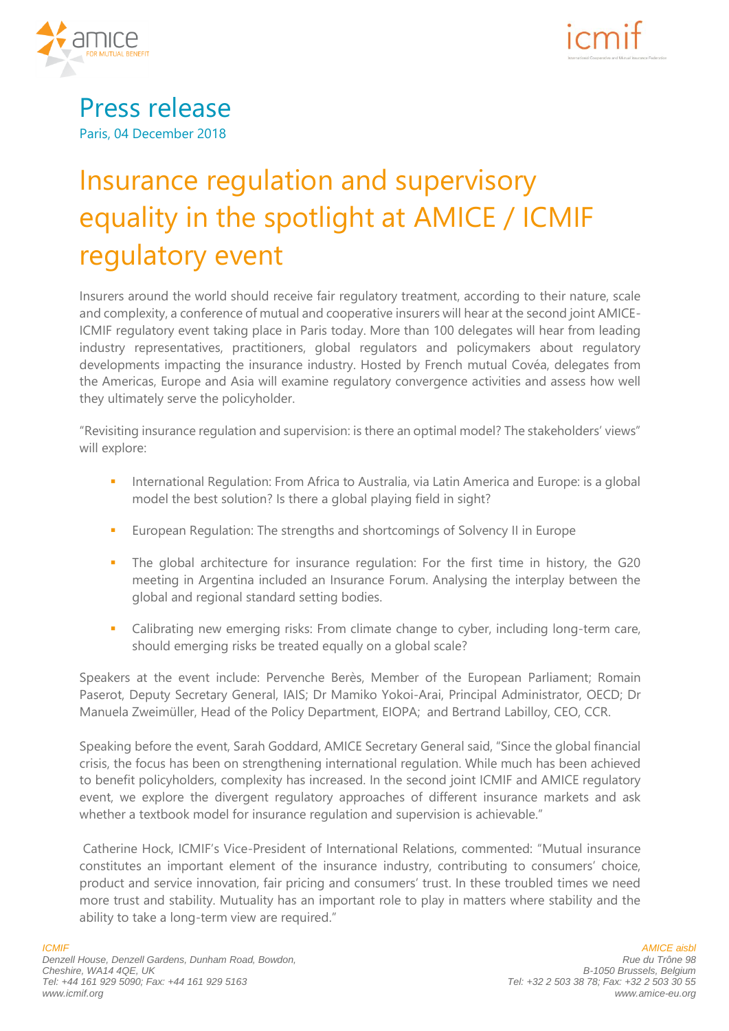# Press release

Paris, 04 December 2018

# Insurance regulation and supervisory equality in the spotlight at AMICE / ICMIF regulatory event

Insurers around the world should receive fair regulatory treatment, according to their nature, scale and complexity, a conference of mutual and cooperative insurers will hear at the second joint AMICE-ICMIF regulatory event taking place in Paris today. More than 100 delegates will hear from leading industry representatives, practitioners, global regulators and policymakers about regulatory developments impacting the insurance industry. Hosted by French mutual Covéa, delegates from the Americas, Europe and Asia will examine regulatory convergence activities and assess how well they ultimately serve the policyholder.

"Revisiting insurance regulation and supervision: is there an optimal model? The stakeholders' views" will explore:

- International Regulation: From Africa to Australia, via Latin America and Europe: is a global model the best solution? Is there a global playing field in sight?
- European Regulation: The strengths and shortcomings of Solvency II in Europe
- The global architecture for insurance regulation: For the first time in history, the G20 meeting in Argentina included an Insurance Forum. Analysing the interplay between the global and regional standard setting bodies.
- Calibrating new emerging risks: From climate change to cyber, including long-term care, should emerging risks be treated equally on a global scale?

Speakers at the event include: Pervenche Berès, Member of the European Parliament; Romain Paserot, Deputy Secretary General, IAIS; Dr Mamiko Yokoi-Arai, Principal Administrator, OECD; Dr Manuela Zweimüller, Head of the Policy Department, EIOPA; and Bertrand Labilloy, CEO, CCR.

Speaking before the event, Sarah Goddard, AMICE Secretary General said, "Since the global financial crisis, the focus has been on strengthening international regulation. While much has been achieved to benefit policyholders, complexity has increased. In the second joint ICMIF and AMICE regulatory event, we explore the divergent regulatory approaches of different insurance markets and ask whether a textbook model for insurance regulation and supervision is achievable."

Catherine Hock, ICMIF's Vice-President of International Relations, commented: "Mutual insurance constitutes an important element of the insurance industry, contributing to consumers' choice, product and service innovation, fair pricing and consumers' trust. In these troubled times we need more trust and stability. Mutuality has an important role to play in matters where stability and the ability to take a long-term view are required."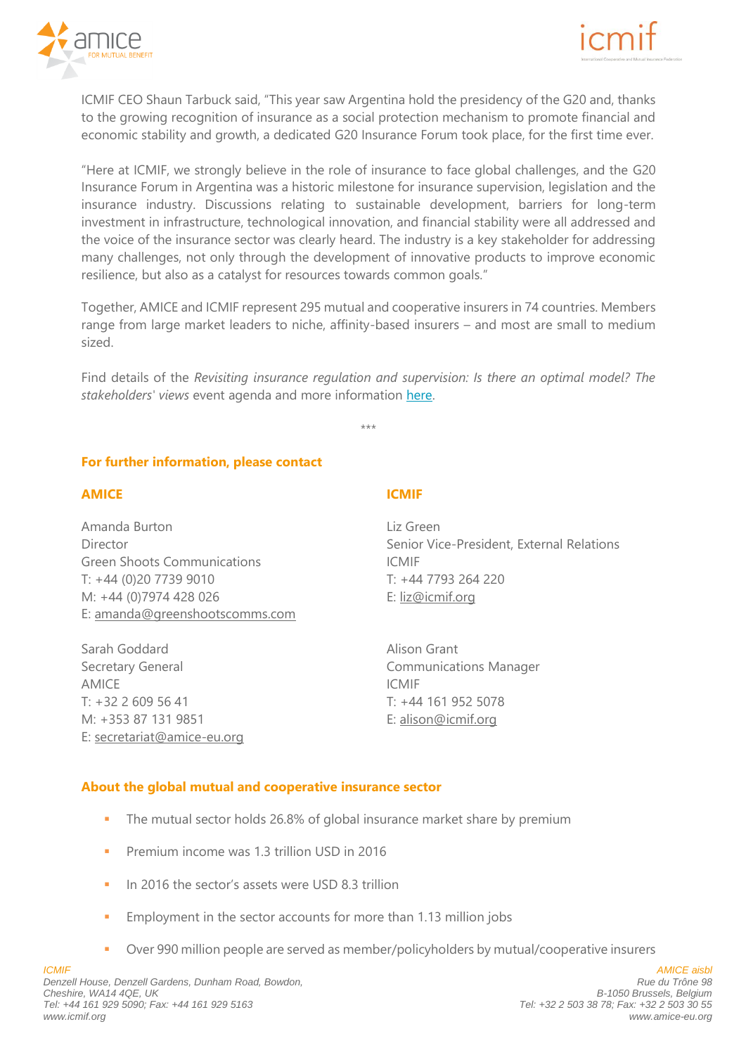ICMIF CEO Shaun Tarbuck said, "This year saw Argentina hold the presidency of the G20 and, thanks to the growing recognition of insurance as a social protection mechanism to promote financial and economic stability and growth, a dedicated G20 Insurance Forum took place, for the first time ever.

"Here at ICMIF, we strongly believe in the role of insurance to face global challenges, and the G20 Insurance Forum in Argentina was a historic milestone for insurance supervision, legislation and the insurance industry. Discussions relating to sustainable development, barriers for long-term investment in infrastructure, technological innovation, and financial stability were all addressed and the voice of the insurance sector was clearly heard. The industry is a key stakeholder for addressing many challenges, not only through the development of innovative products to improve economic resilience, but also as a catalyst for resources towards common goals."

Together, AMICE and ICMIF represent 295 mutual and cooperative insurers in 74 countries. Members range from large market leaders to niche, affinity-based insurers – and most are small to medium sized.

Find details of the *Revisiting insurance regulation and supervision: Is there an optimal model? The stakeholders' views* event agenda and more information here.

\*\*\*

**For further information, please contact**

**AMICE**

Amanda Burton
Director
Green Shoots Communications
T: +44 (0)20 7739 9010
M: +44 (0)7974 428 026
E: amanda@greenshootscomms.com

Sarah Goddard
Secretary General
AMICE
T: +32 2 609 56 41
M: +353 87 131 9851
E: secretariat@amice-eu.org

**ICMIF**

Liz Green
Senior Vice-President, External Relations
ICMIF
T: +44 7793 264 220
E: liz@icmif.org

Alison Grant
Communications Manager
ICMIF
T: +44 161 952 5078
E: alison@icmif.org

**About the global mutual and cooperative insurance sector**

- The mutual sector holds 26.8% of global insurance market share by premium
- Premium income was 1.3 trillion USD in 2016
- In 2016 the sector's assets were USD 8.3 trillion
- Employment in the sector accounts for more than 1.13 million jobs
- Over 990 million people are served as member/policyholders by mutual/cooperative insurers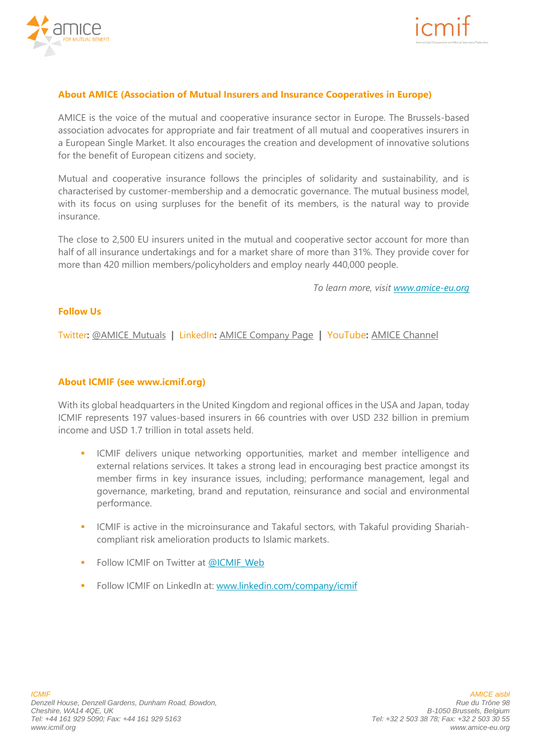## About AMICE (Association of Mutual Insurers and Insurance Cooperatives in Europe)

AMICE is the voice of the mutual and cooperative insurance sector in Europe. The Brussels-based association advocates for appropriate and fair treatment of all mutual and cooperatives insurers in a European Single Market. It also encourages the creation and development of innovative solutions for the benefit of European citizens and society.

Mutual and cooperative insurance follows the principles of solidarity and sustainability, and is characterised by customer-membership and a democratic governance. The mutual business model, with its focus on using surpluses for the benefit of its members, is the natural way to provide insurance.

The close to 2,500 EU insurers united in the mutual and cooperative sector account for more than half of all insurance undertakings and for a market share of more than 31%. They provide cover for more than 420 million members/policyholders and employ nearly 440,000 people.

*To learn more, visit [www.amice-eu.org](www.amice-eu.org)*

## Follow Us

Twitter**:** @AMICE_Mutuals **|** LinkedIn**:** AMICE Company Page **|** YouTube**:** AMICE Channel

## About ICMIF (see www.icmif.org)

With its global headquarters in the United Kingdom and regional offices in the USA and Japan, today ICMIF represents 197 values-based insurers in 66 countries with over USD 232 billion in premium income and USD 1.7 trillion in total assets held.

- ICMIF delivers unique networking opportunities, market and member intelligence and external relations services. It takes a strong lead in encouraging best practice amongst its member firms in key insurance issues, including; performance management, legal and governance, marketing, brand and reputation, reinsurance and social and environmental performance.
- ICMIF is active in the microinsurance and Takaful sectors, with Takaful providing Shariah-compliant risk amelioration products to Islamic markets.
- Follow ICMIF on Twitter at @ICMIF_Web
- Follow ICMIF on LinkedIn at: www.linkedin.com/company/icmif

*ICMIF*
*Denzell House, Denzell Gardens, Dunham Road, Bowdon, Cheshire, WA14 4QE, UK*
*Tel: +44 161 929 5090; Fax: +44 161 929 5163*
*www.icmif.org*

*AMICE aisbl*
*Rue du Trône 98*
*B-1050 Brussels, Belgium*
*Tel: +32 2 503 38 78; Fax: +32 2 503 30 55*
*www.amice-eu.org*